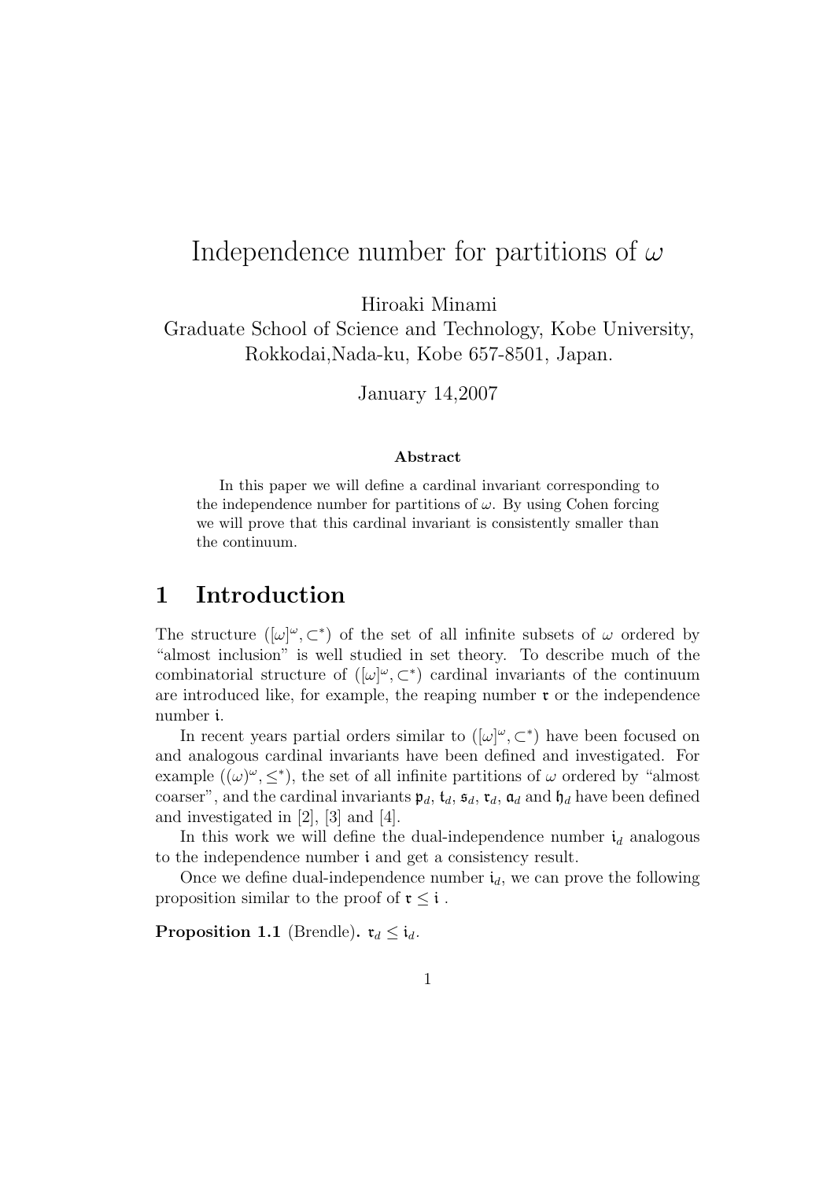# Independence number for partitions of $\omega$

Hiroaki Minami
Graduate School of Science and Technology, Kobe University,
Rokkodai,Nada-ku, Kobe 657-8501, Japan.

January 14,2007

**Abstract**

In this paper we will define a cardinal invariant corresponding to the independence number for partitions of $\omega$. By using Cohen forcing we will prove that this cardinal invariant is consistently smaller than the continuum.

## 1 Introduction

The structure $([\omega]^\omega, \subset^*)$ of the set of all infinite subsets of $\omega$ ordered by "almost inclusion" is well studied in set theory. To describe much of the combinatorial structure of $([\omega]^\omega, \subset^*)$ cardinal invariants of the continuum are introduced like, for example, the reaping number $\mathfrak{r}$ or the independence number $\mathfrak{i}$.

In recent years partial orders similar to $([\omega]^\omega, \subset^*)$ have been focused on and analogous cardinal invariants have been defined and investigated. For example $((\omega)^\omega, \leq^*)$, the set of all infinite partitions of $\omega$ ordered by "almost coarser", and the cardinal invariants $\mathfrak{p}_d$, $\mathfrak{t}_d$, $\mathfrak{s}_d$, $\mathfrak{r}_d$, $\mathfrak{a}_d$ and $\mathfrak{h}_d$ have been defined and investigated in [2], [3] and [4].

In this work we will define the dual-independence number $\mathfrak{i}_d$ analogous to the independence number $\mathfrak{i}$ and get a consistency result.

Once we define dual-independence number $\mathfrak{i}_d$, we can prove the following proposition similar to the proof of $\mathfrak{r} \leq \mathfrak{i}$ .

**Proposition 1.1** (Brendle)**.** $\mathfrak{r}_d \leq \mathfrak{i}_d$.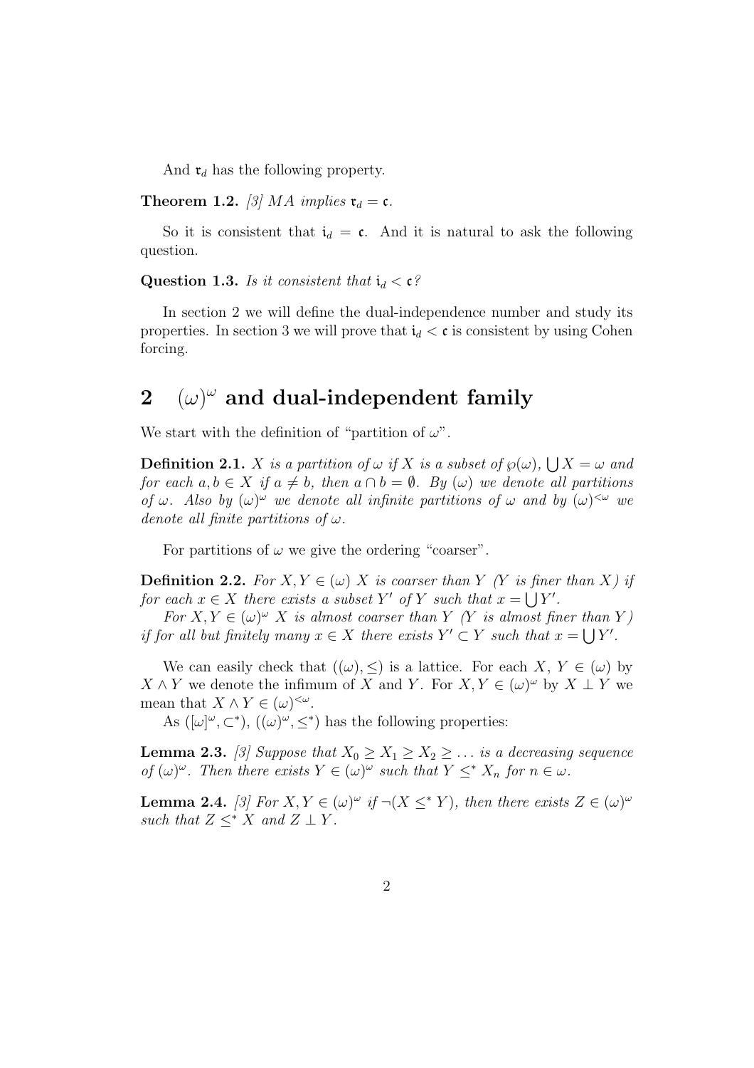And $\mathfrak{r}_d$ has the following property.

**Theorem 1.2.** *[3] MA implies $\mathfrak{r}_d = \mathfrak{c}$.*

So it is consistent that $\mathfrak{i}_d = \mathfrak{c}$. And it is natural to ask the following question.

**Question 1.3.** *Is it consistent that $\mathfrak{i}_d < \mathfrak{c}$?*

In section 2 we will define the dual-independence number and study its properties. In section 3 we will prove that $\mathfrak{i}_d < \mathfrak{c}$ is consistent by using Cohen forcing.

# 2 $(\omega)^\omega$ and dual-independent family

We start with the definition of "partition of $\omega$".

**Definition 2.1.** *$X$ is a partition of $\omega$ if $X$ is a subset of $\wp(\omega)$, $\bigcup X = \omega$ and for each $a, b \in X$ if $a \neq b$, then $a \cap b = \emptyset$. By $(\omega)$ we denote all partitions of $\omega$. Also by $(\omega)^\omega$ we denote all infinite partitions of $\omega$ and by $(\omega)^{<\omega}$ we denote all finite partitions of $\omega$.*

For partitions of $\omega$ we give the ordering "coarser".

**Definition 2.2.** *For $X, Y \in (\omega)$ $X$ is coarser than $Y$ ($Y$ is finer than $X$) if for each $x \in X$ there exists a subset $Y'$ of $Y$ such that $x = \bigcup Y'$.*

*For $X, Y \in (\omega)^\omega$ $X$ is almost coarser than $Y$ ($Y$ is almost finer than $Y$) if for all but finitely many $x \in X$ there exists $Y' \subset Y$ such that $x = \bigcup Y'$.*

We can easily check that $((\omega), \leq)$ is a lattice. For each $X$, $Y \in (\omega)$ by $X \wedge Y$ we denote the infimum of $X$ and $Y$. For $X, Y \in (\omega)^\omega$ by $X \perp Y$ we mean that $X \wedge Y \in (\omega)^{<\omega}$.

As $([\omega]^\omega, \subset^*)$, $((\omega)^\omega, \leq^*)$ has the following properties:

**Lemma 2.3.** *[3] Suppose that $X_0 \geq X_1 \geq X_2 \geq \ldots$ is a decreasing sequence of $(\omega)^\omega$. Then there exists $Y \in (\omega)^\omega$ such that $Y \leq^* X_n$ for $n \in \omega$.*

**Lemma 2.4.** *[3] For $X, Y \in (\omega)^\omega$ if $\neg(X \leq^* Y)$, then there exists $Z \in (\omega)^\omega$ such that $Z \leq^* X$ and $Z \perp Y$.*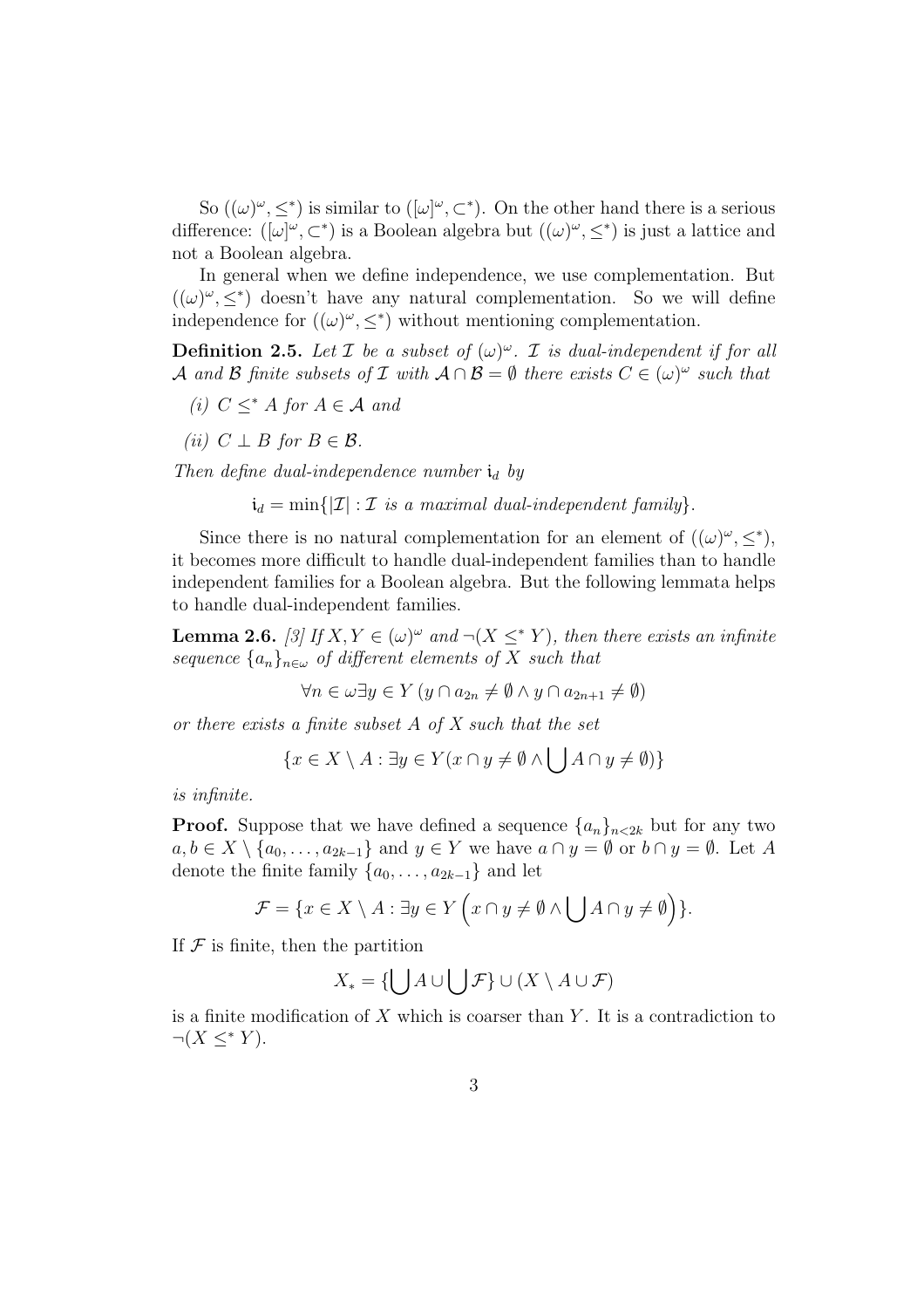So $((\omega)^\omega, \leq^*)$ is similar to $([\omega]^\omega, \subset^*)$. On the other hand there is a serious difference: $([\omega]^\omega, \subset^*)$ is a Boolean algebra but $((\omega)^\omega, \leq^*)$ is just a lattice and not a Boolean algebra.

In general when we define independence, we use complementation. But $((\omega)^\omega, \leq^*)$ doesn't have any natural complementation. So we will define independence for $((\omega)^\omega, \leq^*)$ without mentioning complementation.

**Definition 2.5.** *Let $\mathcal{I}$ be a subset of $(\omega)^\omega$. $\mathcal{I}$ is dual-independent if for all $\mathcal{A}$ and $\mathcal{B}$ finite subsets of $\mathcal{I}$ with $\mathcal{A} \cap \mathcal{B} = \emptyset$ there exists $C \in (\omega)^\omega$ such that*

*(i) $C \leq^* A$ for $A \in \mathcal{A}$ and*

*(ii) $C \perp B$ for $B \in \mathcal{B}$.*

*Then define dual-independence number $\mathfrak{i}_d$ by*

$$\mathfrak{i}_d = \min\{|\mathcal{I}| : \mathcal{I} \text{ is a maximal dual-independent family}\}.$$

Since there is no natural complementation for an element of $((\omega)^\omega, \leq^*)$, it becomes more difficult to handle dual-independent families than to handle independent families for a Boolean algebra. But the following lemmata helps to handle dual-independent families.

**Lemma 2.6.** *[3] If $X, Y \in (\omega)^\omega$ and $\neg(X \leq^* Y)$, then there exists an infinite sequence $\{a_n\}_{n\in\omega}$ of different elements of $X$ such that*

$$\forall n \in \omega \exists y \in Y \,(y \cap a_{2n} \neq \emptyset \wedge y \cap a_{2n+1} \neq \emptyset)$$

*or there exists a finite subset $A$ of $X$ such that the set*

$$\{x \in X \setminus A : \exists y \in Y (x \cap y \neq \emptyset \wedge \bigcup A \cap y \neq \emptyset)\}$$

*is infinite.*

**Proof.** Suppose that we have defined a sequence $\{a_n\}_{n<2k}$ but for any two $a, b \in X \setminus \{a_0, \ldots, a_{2k-1}\}$ and $y \in Y$ we have $a \cap y = \emptyset$ or $b \cap y = \emptyset$. Let $A$ denote the finite family $\{a_0, \ldots, a_{2k-1}\}$ and let

$$\mathcal{F} = \{x \in X \setminus A : \exists y \in Y \left(x \cap y \neq \emptyset \wedge \bigcup A \cap y \neq \emptyset\right)\}.$$

If $\mathcal{F}$ is finite, then the partition

$$X_* = \{\bigcup A \cup \bigcup \mathcal{F}\} \cup (X \setminus A \cup \mathcal{F})$$

is a finite modification of $X$ which is coarser than $Y$. It is a contradiction to $\neg(X \leq^* Y)$.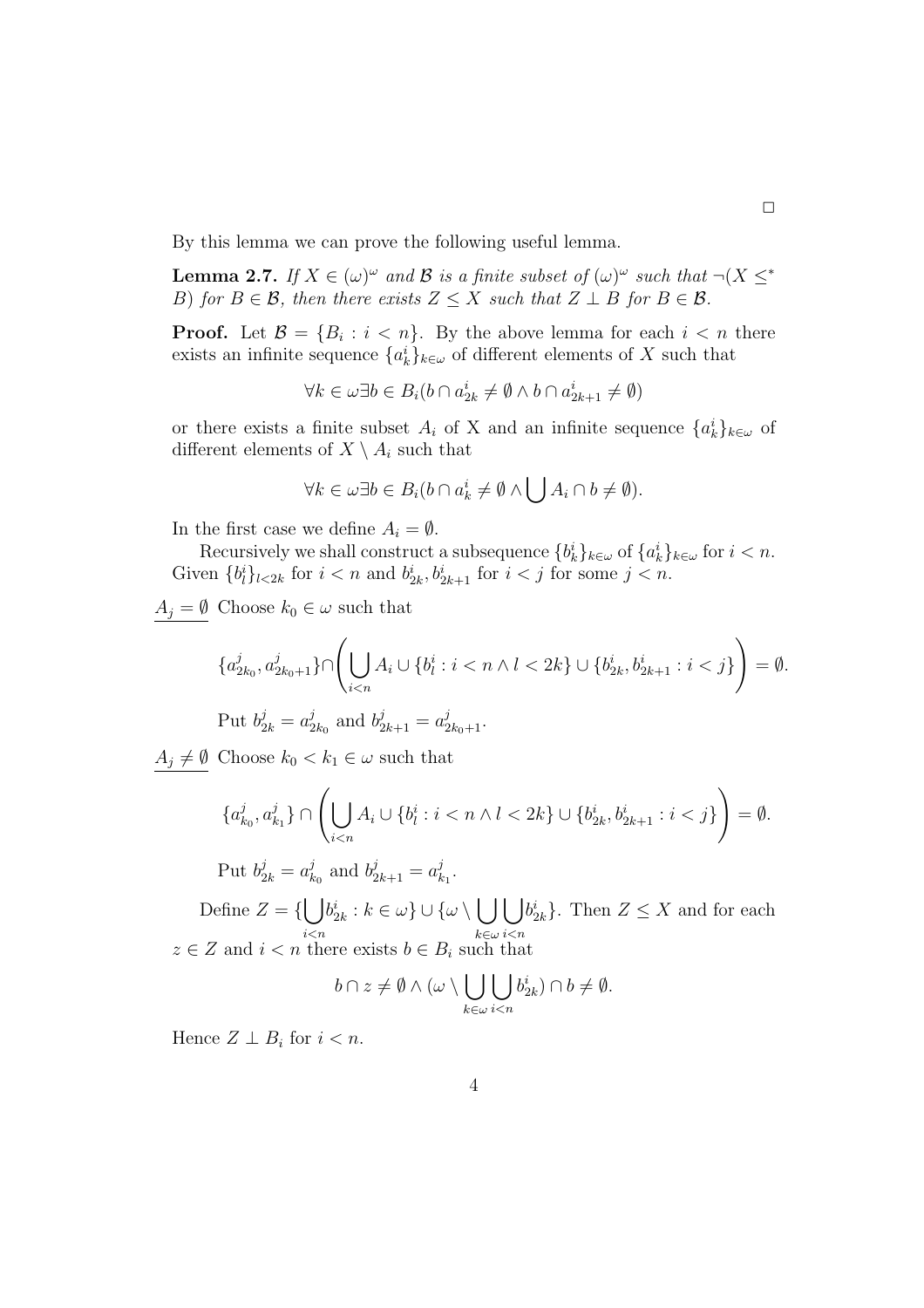$\square$

By this lemma we can prove the following useful lemma.

**Lemma 2.7.** *If $X \in (\omega)^\omega$ and $\mathcal{B}$ is a finite subset of $(\omega)^\omega$ such that $\neg(X \leq^* B)$ for $B \in \mathcal{B}$, then there exists $Z \leq X$ such that $Z \perp B$ for $B \in \mathcal{B}$.*

**Proof.** Let $\mathcal{B} = \{B_i : i < n\}$. By the above lemma for each $i < n$ there exists an infinite sequence $\{a^i_k\}_{k\in\omega}$ of different elements of $X$ such that

$$\forall k \in \omega \exists b \in B_i (b \cap a^i_{2k} \neq \emptyset \wedge b \cap a^i_{2k+1} \neq \emptyset)$$

or there exists a finite subset $A_i$ of X and an infinite sequence $\{a^i_k\}_{k\in\omega}$ of different elements of $X \setminus A_i$ such that

$$\forall k \in \omega \exists b \in B_i (b \cap a^i_k \neq \emptyset \wedge \bigcup A_i \cap b \neq \emptyset).$$

In the first case we define $A_i = \emptyset$.

Recursively we shall construct a subsequence $\{b^i_k\}_{k\in\omega}$ of $\{a^i_k\}_{k\in\omega}$ for $i < n$. Given $\{b^i_l\}_{l<2k}$ for $i < n$ and $b^i_{2k}, b^i_{2k+1}$ for $i < j$ for some $j < n$.

$\underline{A_j = \emptyset}$ Choose $k_0 \in \omega$ such that

$$\{a^j_{2k_0}, a^j_{2k_0+1}\} \cap \left( \bigcup_{i<n} A_i \cup \{b^i_l : i < n \wedge l < 2k\} \cup \{b^i_{2k}, b^i_{2k+1} : i < j\} \right) = \emptyset.$$

Put $b^j_{2k} = a^j_{2k_0}$ and $b^j_{2k+1} = a^j_{2k_0+1}$.

$\underline{A_j \neq \emptyset}$ Choose $k_0 < k_1 \in \omega$ such that

$$\{a^j_{k_0}, a^j_{k_1}\} \cap \left( \bigcup_{i<n} A_i \cup \{b^i_l : i < n \wedge l < 2k\} \cup \{b^i_{2k}, b^i_{2k+1} : i < j\} \right) = \emptyset.$$

Put $b^j_{2k} = a^j_{k_0}$ and $b^j_{2k+1} = a^j_{k_1}$.

Define $Z = \{\bigcup_{i<n} b^i_{2k} : k \in \omega\} \cup \{\omega \setminus \bigcup_{k\in\omega} \bigcup_{i<n} b^i_{2k}\}$. Then $Z \leq X$ and for each $z \in Z$ and $i < n$ there exists $b \in B_i$ such that

$$b \cap z \neq \emptyset \wedge (\omega \setminus \bigcup_{k\in\omega} \bigcup_{i<n} b^i_{2k}) \cap b \neq \emptyset.$$

Hence $Z \perp B_i$ for $i < n$.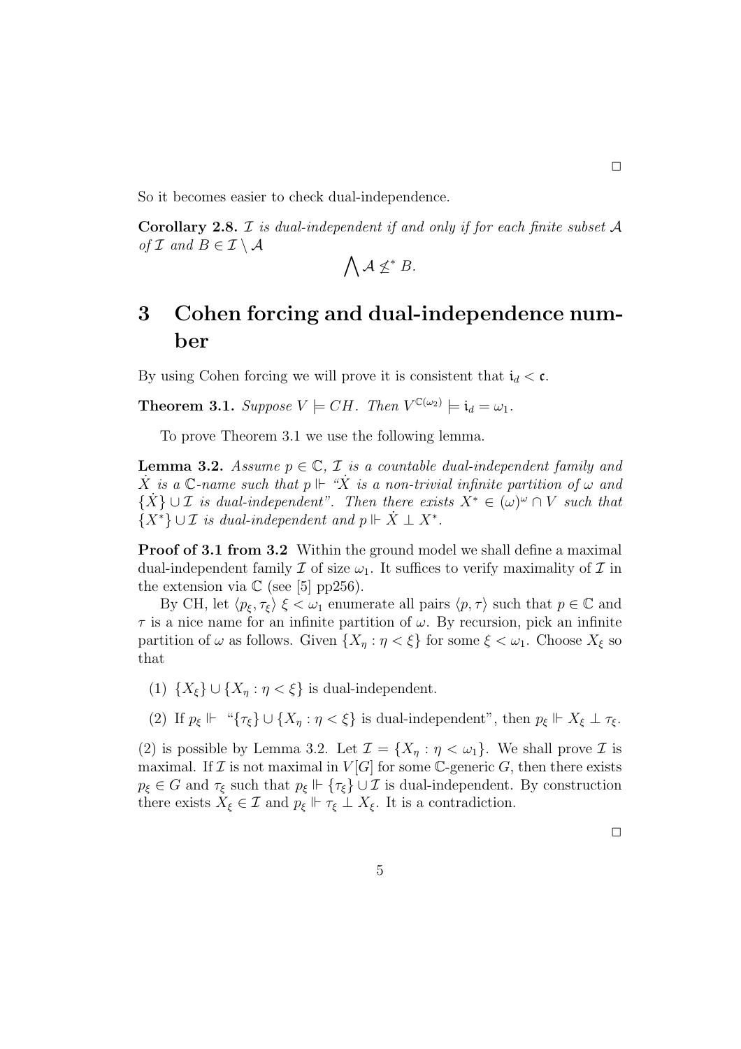□

So it becomes easier to check dual-independence.

**Corollary 2.8.** *$\mathcal{I}$ is dual-independent if and only if for each finite subset $\mathcal{A}$ of $\mathcal{I}$ and $B \in \mathcal{I} \setminus \mathcal{A}$*

$$\bigwedge \mathcal{A} \not\leq^* B.$$

# 3 Cohen forcing and dual-independence number

By using Cohen forcing we will prove it is consistent that $\mathfrak{i}_d < \mathfrak{c}$.

**Theorem 3.1.** *Suppose $V \models CH$. Then $V^{\mathbb{C}(\omega_2)} \models \mathfrak{i}_d = \omega_1$.*

To prove Theorem 3.1 we use the following lemma.

**Lemma 3.2.** *Assume $p \in \mathbb{C}$, $\mathcal{I}$ is a countable dual-independent family and $\dot{X}$ is a $\mathbb{C}$-name such that $p \Vdash$ "$\dot{X}$ is a non-trivial infinite partition of $\omega$ and $\{\dot{X}\} \cup \mathcal{I}$ is dual-independent". Then there exists $X^* \in (\omega)^\omega \cap V$ such that $\{X^*\} \cup \mathcal{I}$ is dual-independent and $p \Vdash \dot{X} \perp X^*$.*

**Proof of 3.1 from 3.2** Within the ground model we shall define a maximal dual-independent family $\mathcal{I}$ of size $\omega_1$. It suffices to verify maximality of $\mathcal{I}$ in the extension via $\mathbb{C}$ (see [5] pp256).

By CH, let $\langle p_\xi, \tau_\xi \rangle$ $\xi < \omega_1$ enumerate all pairs $\langle p, \tau \rangle$ such that $p \in \mathbb{C}$ and $\tau$ is a nice name for an infinite partition of $\omega$. By recursion, pick an infinite partition of $\omega$ as follows. Given $\{X_\eta : \eta < \xi\}$ for some $\xi < \omega_1$. Choose $X_\xi$ so that

(1) $\{X_\xi\} \cup \{X_\eta : \eta < \xi\}$ is dual-independent.

(2) If $p_\xi \Vdash$ "$\{\tau_\xi\} \cup \{X_\eta : \eta < \xi\}$ is dual-independent", then $p_\xi \Vdash X_\xi \perp \tau_\xi$.

(2) is possible by Lemma 3.2. Let $\mathcal{I} = \{X_\eta : \eta < \omega_1\}$. We shall prove $\mathcal{I}$ is maximal. If $\mathcal{I}$ is not maximal in $V[G]$ for some $\mathbb{C}$-generic $G$, then there exists $p_\xi \in G$ and $\tau_\xi$ such that $p_\xi \Vdash \{\tau_\xi\} \cup \mathcal{I}$ is dual-independent. By construction there exists $X_\xi \in \mathcal{I}$ and $p_\xi \Vdash \tau_\xi \perp X_\xi$. It is a contradiction.

□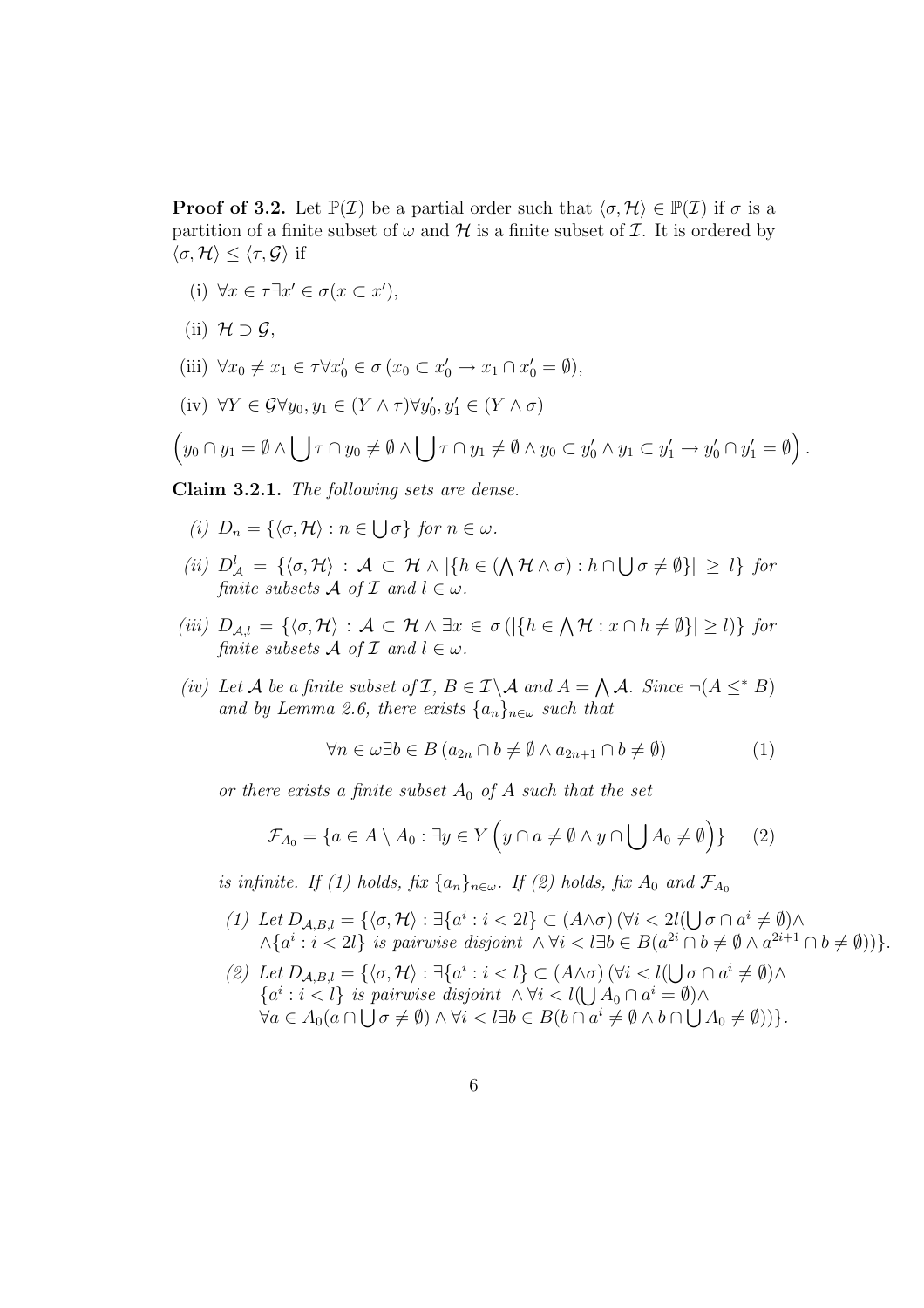**Proof of 3.2.** Let $\mathbb{P}(\mathcal{I})$ be a partial order such that $\langle \sigma, \mathcal{H} \rangle \in \mathbb{P}(\mathcal{I})$ if $\sigma$ is a partition of a finite subset of $\omega$ and $\mathcal{H}$ is a finite subset of $\mathcal{I}$. It is ordered by $\langle \sigma, \mathcal{H} \rangle \leq \langle \tau, \mathcal{G} \rangle$ if

(i) $\forall x \in \tau \exists x' \in \sigma (x \subset x')$,

(ii) $\mathcal{H} \supset \mathcal{G}$,

(iii) $\forall x_0 \neq x_1 \in \tau \forall x'_0 \in \sigma \, (x_0 \subset x'_0 \rightarrow x_1 \cap x'_0 = \emptyset)$,

(iv) $\forall Y \in \mathcal{G} \forall y_0, y_1 \in (Y \wedge \tau) \forall y'_0, y'_1 \in (Y \wedge \sigma)$

$$\left( y_0 \cap y_1 = \emptyset \wedge \bigcup \tau \cap y_0 \neq \emptyset \wedge \bigcup \tau \cap y_1 \neq \emptyset \wedge y_0 \subset y'_0 \wedge y_1 \subset y'_1 \rightarrow y'_0 \cap y'_1 = \emptyset \right).$$

**Claim 3.2.1.** *The following sets are dense.*

*(i)* $D_n = \{\langle \sigma, \mathcal{H} \rangle : n \in \bigcup \sigma\}$ *for* $n \in \omega$.

*(ii)* $D^l_{\mathcal{A}} = \{\langle \sigma, \mathcal{H} \rangle : \mathcal{A} \subset \mathcal{H} \wedge |\{h \in (\bigwedge \mathcal{H} \wedge \sigma) : h \cap \bigcup \sigma \neq \emptyset\}| \geq l\}$ *for finite subsets* $\mathcal{A}$ *of* $\mathcal{I}$ *and* $l \in \omega$.

*(iii)* $D_{\mathcal{A},l} = \{\langle \sigma, \mathcal{H} \rangle : \mathcal{A} \subset \mathcal{H} \wedge \exists x \in \sigma \, (|\{h \in \bigwedge \mathcal{H} : x \cap h \neq \emptyset\}| \geq l)\}$ *for finite subsets* $\mathcal{A}$ *of* $\mathcal{I}$ *and* $l \in \omega$.

*(iv) Let* $\mathcal{A}$ *be a finite subset of* $\mathcal{I}$, $B \in \mathcal{I} \backslash \mathcal{A}$ *and* $A = \bigwedge \mathcal{A}$. *Since* $\neg(A \leq^* B)$ *and by Lemma 2.6, there exists* $\{a_n\}_{n \in \omega}$ *such that*

$$\forall n \in \omega \exists b \in B \, (a_{2n} \cap b \neq \emptyset \wedge a_{2n+1} \cap b \neq \emptyset) \tag{1}$$

*or there exists a finite subset* $A_0$ *of* $A$ *such that the set*

$$\mathcal{F}_{A_0} = \{a \in A \setminus A_0 : \exists y \in Y \left( y \cap a \neq \emptyset \wedge y \cap \bigcup A_0 \neq \emptyset \right)\} \tag{2}$$

*is infinite. If (1) holds, fix* $\{a_n\}_{n \in \omega}$. *If (2) holds, fix* $A_0$ *and* $\mathcal{F}_{A_0}$

*(1) Let* $D_{\mathcal{A},B,l} = \{\langle \sigma, \mathcal{H} \rangle : \exists \{a^i : i < 2l\} \subset (A \wedge \sigma) \, (\forall i < 2l (\bigcup \sigma \cap a^i \neq \emptyset) \wedge$ $\wedge \{a^i : i < 2l\}$ *is pairwise disjoint* $\wedge \forall i < l \exists b \in B (a^{2i} \cap b \neq \emptyset \wedge a^{2i+1} \cap b \neq \emptyset))\}$.

*(2) Let* $D_{\mathcal{A},B,l} = \{\langle \sigma, \mathcal{H} \rangle : \exists \{a^i : i < l\} \subset (A \wedge \sigma) \, (\forall i < l (\bigcup \sigma \cap a^i \neq \emptyset) \wedge$ $\{a^i : i < l\}$ *is pairwise disjoint* $\wedge \forall i < l (\bigcup A_0 \cap a^i = \emptyset) \wedge$ $\forall a \in A_0 (a \cap \bigcup \sigma \neq \emptyset) \wedge \forall i < l \exists b \in B (b \cap a^i \neq \emptyset \wedge b \cap \bigcup A_0 \neq \emptyset))\}$.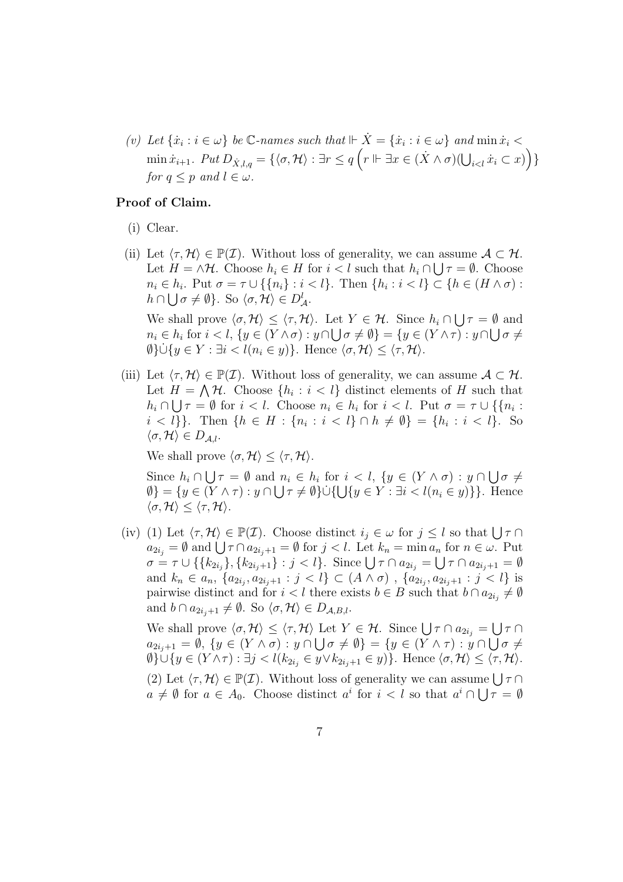(v) *Let* $\{\dot{x}_i : i \in \omega\}$ *be* $\mathbb{C}$*-names such that* $\Vdash \dot{X} = \{\dot{x}_i : i \in \omega\}$ *and* $\min \dot{x}_i < \min \dot{x}_{i+1}$*. Put* $D_{\dot{X},l,q} = \{\langle \sigma, \mathcal{H}\rangle : \exists r \leq q \left( r \Vdash \exists x \in (\dot{X} \wedge \sigma)(\bigcup_{i<l} \dot{x}_i \subset x)\right)\}$ *for* $q \leq p$ *and* $l \in \omega$*.*

**Proof of Claim.**

(i) Clear.

(ii) Let $\langle \tau, \mathcal{H}\rangle \in \mathbb{P}(\mathcal{I})$. Without loss of generality, we can assume $\mathcal{A} \subset \mathcal{H}$. Let $H = \wedge \mathcal{H}$. Choose $h_i \in H$ for $i < l$ such that $h_i \cap \bigcup \tau = \emptyset$. Choose $n_i \in h_i$. Put $\sigma = \tau \cup \{\{n_i\} : i < l\}$. Then $\{h_i : i < l\} \subset \{h \in (H \wedge \sigma) : h \cap \bigcup \sigma \neq \emptyset\}$. So $\langle \sigma, \mathcal{H}\rangle \in D^l_{\mathcal{A}}$.

We shall prove $\langle \sigma, \mathcal{H}\rangle \leq \langle \tau, \mathcal{H}\rangle$. Let $Y \in \mathcal{H}$. Since $h_i \cap \bigcup \tau = \emptyset$ and $n_i \in h_i$ for $i < l$, $\{y \in (Y \wedge \sigma) : y \cap \bigcup \sigma \neq \emptyset\} = \{y \in (Y \wedge \tau) : y \cap \bigcup \sigma \neq \emptyset\} \dot{\cup} \{y \in Y : \exists i < l(n_i \in y)\}$. Hence $\langle \sigma, \mathcal{H}\rangle \leq \langle \tau, \mathcal{H}\rangle$.

(iii) Let $\langle \tau, \mathcal{H}\rangle \in \mathbb{P}(\mathcal{I})$. Without loss of generality, we can assume $\mathcal{A} \subset \mathcal{H}$. Let $H = \bigwedge \mathcal{H}$. Choose $\{h_i : i < l\}$ distinct elements of $H$ such that $h_i \cap \bigcup \tau = \emptyset$ for $i < l$. Choose $n_i \in h_i$ for $i < l$. Put $\sigma = \tau \cup \{\{n_i : i < l\}\}$. Then $\{h \in H : \{n_i : i < l\} \cap h \neq \emptyset\} = \{h_i : i < l\}$. So $\langle \sigma, \mathcal{H}\rangle \in D_{\mathcal{A},l}$.

We shall prove $\langle \sigma, \mathcal{H}\rangle \leq \langle \tau, \mathcal{H}\rangle$.

Since $h_i \cap \bigcup \tau = \emptyset$ and $n_i \in h_i$ for $i < l$, $\{y \in (Y \wedge \sigma) : y \cap \bigcup \sigma \neq \emptyset\} = \{y \in (Y \wedge \tau) : y \cap \bigcup \tau \neq \emptyset\} \dot{\cup} \{\bigcup \{y \in Y : \exists i < l(n_i \in y)\}\}$. Hence $\langle \sigma, \mathcal{H}\rangle \leq \langle \tau, \mathcal{H}\rangle$.

(iv) (1) Let $\langle \tau, \mathcal{H}\rangle \in \mathbb{P}(\mathcal{I})$. Choose distinct $i_j \in \omega$ for $j \leq l$ so that $\bigcup \tau \cap a_{2i_j} = \emptyset$ and $\bigcup \tau \cap a_{2i_j+1} = \emptyset$ for $j < l$. Let $k_n = \min a_n$ for $n \in \omega$. Put $\sigma = \tau \cup \{\{k_{2i_j}\}, \{k_{2i_j+1}\} : j < l\}$. Since $\bigcup \tau \cap a_{2i_j} = \bigcup \tau \cap a_{2i_j+1} = \emptyset$ and $k_n \in a_n$, $\{a_{2i_j}, a_{2i_j+1} : j < l\} \subset (A \wedge \sigma)$ , $\{a_{2i_j}, a_{2i_j+1} : j < l\}$ is pairwise distinct and for $i < l$ there exists $b \in B$ such that $b \cap a_{2i_j} \neq \emptyset$ and $b \cap a_{2i_j+1} \neq \emptyset$. So $\langle \sigma, \mathcal{H}\rangle \in D_{\mathcal{A},B,l}$.

We shall prove $\langle \sigma, \mathcal{H}\rangle \leq \langle \tau, \mathcal{H}\rangle$ Let $Y \in \mathcal{H}$. Since $\bigcup \tau \cap a_{2i_j} = \bigcup \tau \cap a_{2i_j+1} = \emptyset$, $\{y \in (Y \wedge \sigma) : y \cap \bigcup \sigma \neq \emptyset\} = \{y \in (Y \wedge \tau) : y \cap \bigcup \sigma \neq \emptyset\} \cup \{y \in (Y \wedge \tau) : \exists j < l(k_{2i_j} \in y \vee k_{2i_j+1} \in y)\}$. Hence $\langle \sigma, \mathcal{H}\rangle \leq \langle \tau, \mathcal{H}\rangle$.

(2) Let $\langle \tau, \mathcal{H}\rangle \in \mathbb{P}(\mathcal{I})$. Without loss of generality we can assume $\bigcup \tau \cap a \neq \emptyset$ for $a \in A_0$. Choose distinct $a^i$ for $i < l$ so that $a^i \cap \bigcup \tau = \emptyset$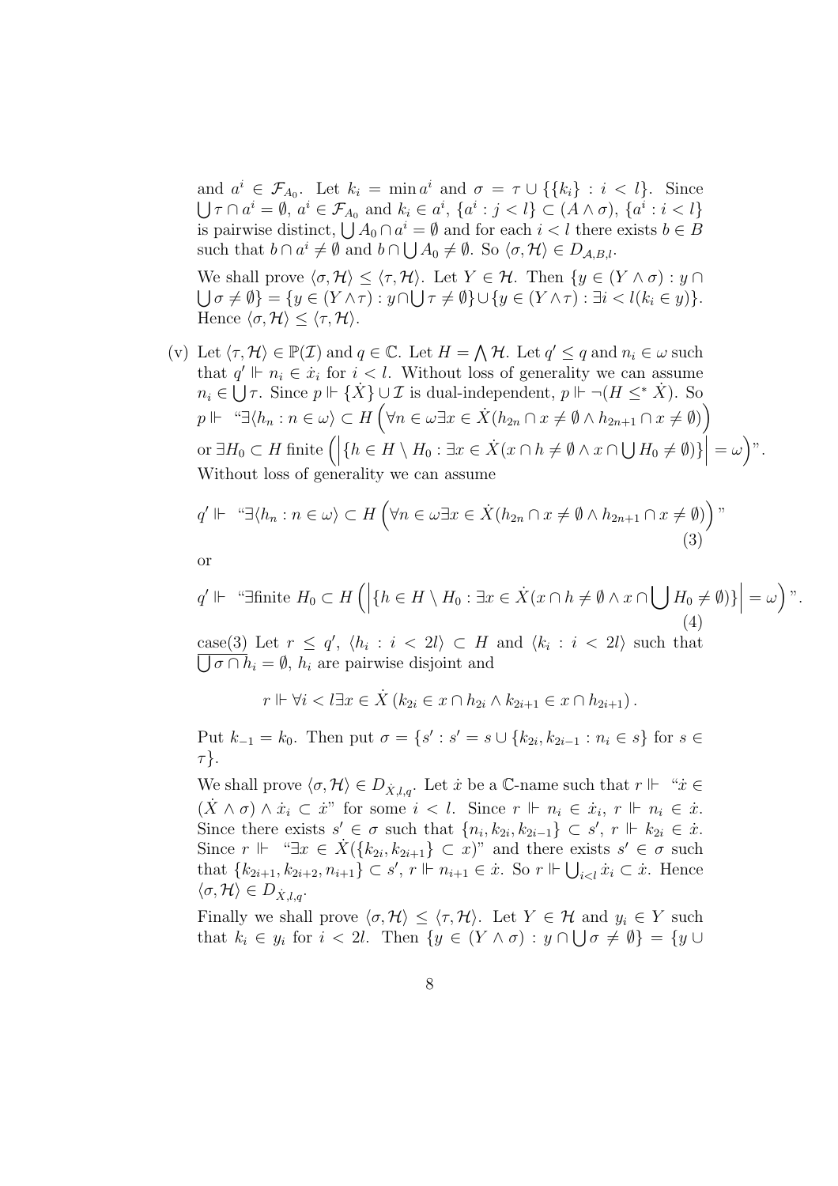and $a^i \in \mathcal{F}_{A_0}$. Let $k_i = \min a^i$ and $\sigma = \tau \cup \{\{k_i\} : i < l\}$. Since $\bigcup \tau \cap a^i = \emptyset$, $a^i \in \mathcal{F}_{A_0}$ and $k_i \in a^i$, $\{a^i : j < l\} \subset (A \wedge \sigma)$, $\{a^i : i < l\}$ is pairwise distinct, $\bigcup A_0 \cap a^i = \emptyset$ and for each $i < l$ there exists $b \in B$ such that $b \cap a^i \neq \emptyset$ and $b \cap \bigcup A_0 \neq \emptyset$. So $\langle \sigma, \mathcal{H} \rangle \in D_{\mathcal{A},B,l}$.

We shall prove $\langle \sigma, \mathcal{H} \rangle \leq \langle \tau, \mathcal{H} \rangle$. Let $Y \in \mathcal{H}$. Then $\{y \in (Y \wedge \sigma) : y \cap \bigcup \sigma \neq \emptyset\} = \{y \in (Y \wedge \tau) : y \cap \bigcup \tau \neq \emptyset\} \cup \{y \in (Y \wedge \tau) : \exists i < l (k_i \in y)\}$. Hence $\langle \sigma, \mathcal{H} \rangle \leq \langle \tau, \mathcal{H} \rangle$.

(v) Let $\langle \tau, \mathcal{H} \rangle \in \mathbb{P}(\mathcal{I})$ and $q \in \mathbb{C}$. Let $H = \bigwedge \mathcal{H}$. Let $q' \leq q$ and $n_i \in \omega$ such that $q' \Vdash n_i \in \dot{x}_i$ for $i < l$. Without loss of generality we can assume $n_i \in \bigcup \tau$. Since $p \Vdash \{\dot{X}\} \cup \mathcal{I}$ is dual-independent, $p \Vdash \neg(H \leq^* \dot{X})$. So $p \Vdash$ "$\exists \langle h_n : n \in \omega \rangle \subset H \left( \forall n \in \omega \exists x \in \dot{X} (h_{2n} \cap x \neq \emptyset \wedge h_{2n+1} \cap x \neq \emptyset) \right)$ or $\exists H_0 \subset H$ finite $\left( \left| \{h \in H \setminus H_0 : \exists x \in \dot{X} (x \cap h \neq \emptyset \wedge x \cap \bigcup H_0 \neq \emptyset)\} \right| = \omega \right)$". Without loss of generality we can assume

$$q' \Vdash \text{ "}\exists \langle h_n : n \in \omega \rangle \subset H \left( \forall n \in \omega \exists x \in \dot{X} (h_{2n} \cap x \neq \emptyset \wedge h_{2n+1} \cap x \neq \emptyset) \right) \text{"} \tag{3}$$

or

$$q' \Vdash \text{ "}\exists \text{finite } H_0 \subset H \left( \left| \{h \in H \setminus H_0 : \exists x \in \dot{X} (x \cap h \neq \emptyset \wedge x \cap \bigcup H_0 \neq \emptyset)\} \right| = \omega \right) \text{"}. \tag{4}$$

case(3) Let $r \leq q'$, $\langle h_i : i < 2l \rangle \subset H$ and $\langle k_i : i < 2l \rangle$ such that $\bigcup \sigma \cap h_i = \emptyset$, $h_i$ are pairwise disjoint and

$$r \Vdash \forall i < l \exists x \in \dot{X} \left( k_{2i} \in x \cap h_{2i} \wedge k_{2i+1} \in x \cap h_{2i+1} \right).$$

Put $k_{-1} = k_0$. Then put $\sigma = \{s' : s' = s \cup \{k_{2i}, k_{2i-1} : n_i \in s\}$ for $s \in \tau\}$.

We shall prove $\langle \sigma, \mathcal{H} \rangle \in D_{\dot{X},l,q}$. Let $\dot{x}$ be a $\mathbb{C}$-name such that $r \Vdash$ "$\dot{x} \in (\dot{X} \wedge \sigma) \wedge \dot{x}_i \subset \dot{x}$" for some $i < l$. Since $r \Vdash n_i \in \dot{x}_i$, $r \Vdash n_i \in \dot{x}$. Since there exists $s' \in \sigma$ such that $\{n_i, k_{2i}, k_{2i-1}\} \subset s'$, $r \Vdash k_{2i} \in \dot{x}$. Since $r \Vdash$ "$\exists x \in \dot{X} (\{k_{2i}, k_{2i+1}\} \subset x)$" and there exists $s' \in \sigma$ such that $\{k_{2i+1}, k_{2i+2}, n_{i+1}\} \subset s'$, $r \Vdash n_{i+1} \in \dot{x}$. So $r \Vdash \bigcup_{i<l} \dot{x}_i \subset \dot{x}$. Hence $\langle \sigma, \mathcal{H} \rangle \in D_{\dot{X},l,q}$.

Finally we shall prove $\langle \sigma, \mathcal{H} \rangle \leq \langle \tau, \mathcal{H} \rangle$. Let $Y \in \mathcal{H}$ and $y_i \in Y$ such that $k_i \in y_i$ for $i < 2l$. Then $\{y \in (Y \wedge \sigma) : y \cap \bigcup \sigma \neq \emptyset\} = \{y \cup$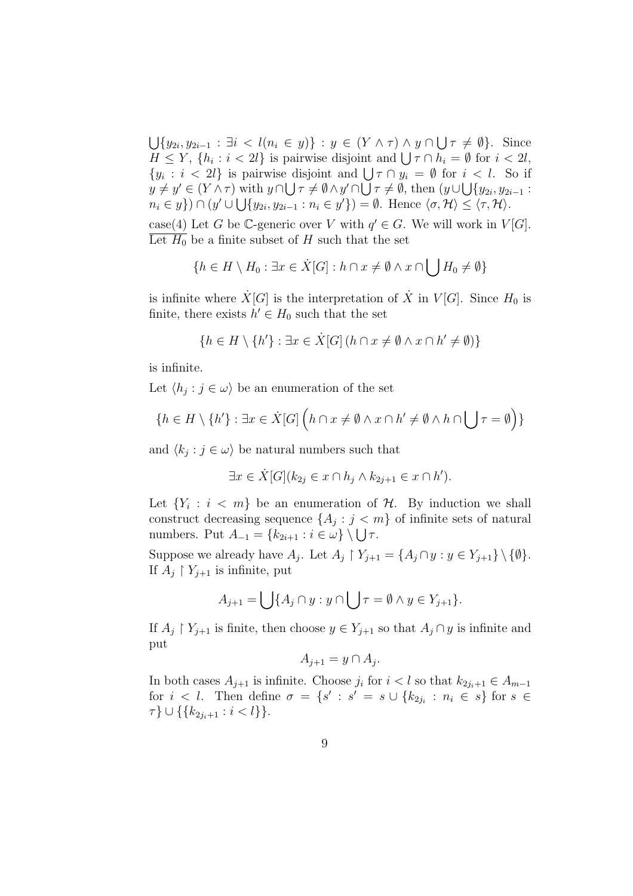$\bigcup\{y_{2i}, y_{2i-1} : \exists i < l(n_i \in y)\} : y \in (Y \wedge \tau) \wedge y \cap \bigcup \tau \neq \emptyset\}$. Since $H \leq Y$, $\{h_i : i < 2l\}$ is pairwise disjoint and $\bigcup \tau \cap h_i = \emptyset$ for $i < 2l$, $\{y_i : i < 2l\}$ is pairwise disjoint and $\bigcup \tau \cap y_i = \emptyset$ for $i < l$. So if $y \neq y' \in (Y \wedge \tau)$ with $y \cap \bigcup \tau \neq \emptyset \wedge y' \cap \bigcup \tau \neq \emptyset$, then $(y \cup \bigcup\{y_{2i}, y_{2i-1} : n_i \in y\}) \cap (y' \cup \bigcup\{y_{2i}, y_{2i-1} : n_i \in y'\}) = \emptyset$. Hence $\langle \sigma, \mathcal{H} \rangle \leq \langle \tau, \mathcal{H} \rangle$.

case(4) Let $G$ be $\mathbb{C}$-generic over $V$ with $q' \in G$. We will work in $V[G]$. Let $H_0$ be a finite subset of $H$ such that the set

$$\{h \in H \setminus H_0 : \exists x \in \dot{X}[G] : h \cap x \neq \emptyset \wedge x \cap \bigcup H_0 \neq \emptyset\}$$

is infinite where $\dot{X}[G]$ is the interpretation of $\dot{X}$ in $V[G]$. Since $H_0$ is finite, there exists $h' \in H_0$ such that the set

$$\{h \in H \setminus \{h'\} : \exists x \in \dot{X}[G]\,(h \cap x \neq \emptyset \wedge x \cap h' \neq \emptyset)\}$$

is infinite.

Let $\langle h_j : j \in \omega \rangle$ be an enumeration of the set

$$\{h \in H \setminus \{h'\} : \exists x \in \dot{X}[G]\left(h \cap x \neq \emptyset \wedge x \cap h' \neq \emptyset \wedge h \cap \bigcup \tau = \emptyset\right)\}$$

and $\langle k_j : j \in \omega \rangle$ be natural numbers such that

$$\exists x \in \dot{X}[G](k_{2j} \in x \cap h_j \wedge k_{2j+1} \in x \cap h').$$

Let $\{Y_i : i < m\}$ be an enumeration of $\mathcal{H}$. By induction we shall construct decreasing sequence $\{A_j : j < m\}$ of infinite sets of natural numbers. Put $A_{-1} = \{k_{2i+1} : i \in \omega\} \setminus \bigcup \tau$.

Suppose we already have $A_j$. Let $A_j \restriction Y_{j+1} = \{A_j \cap y : y \in Y_{j+1}\} \setminus \{\emptyset\}$. If $A_j \restriction Y_{j+1}$ is infinite, put

$$A_{j+1} = \bigcup\{A_j \cap y : y \cap \bigcup \tau = \emptyset \wedge y \in Y_{j+1}\}.$$

If $A_j \restriction Y_{j+1}$ is finite, then choose $y \in Y_{j+1}$ so that $A_j \cap y$ is infinite and put

$$A_{j+1} = y \cap A_j.$$

In both cases $A_{j+1}$ is infinite. Choose $j_i$ for $i < l$ so that $k_{2j_i+1} \in A_{m-1}$ for $i < l$. Then define $\sigma = \{s' : s' = s \cup \{k_{2j_i} : n_i \in s\}$ for $s \in \tau\} \cup \{\{k_{2j_i+1} : i < l\}\}$.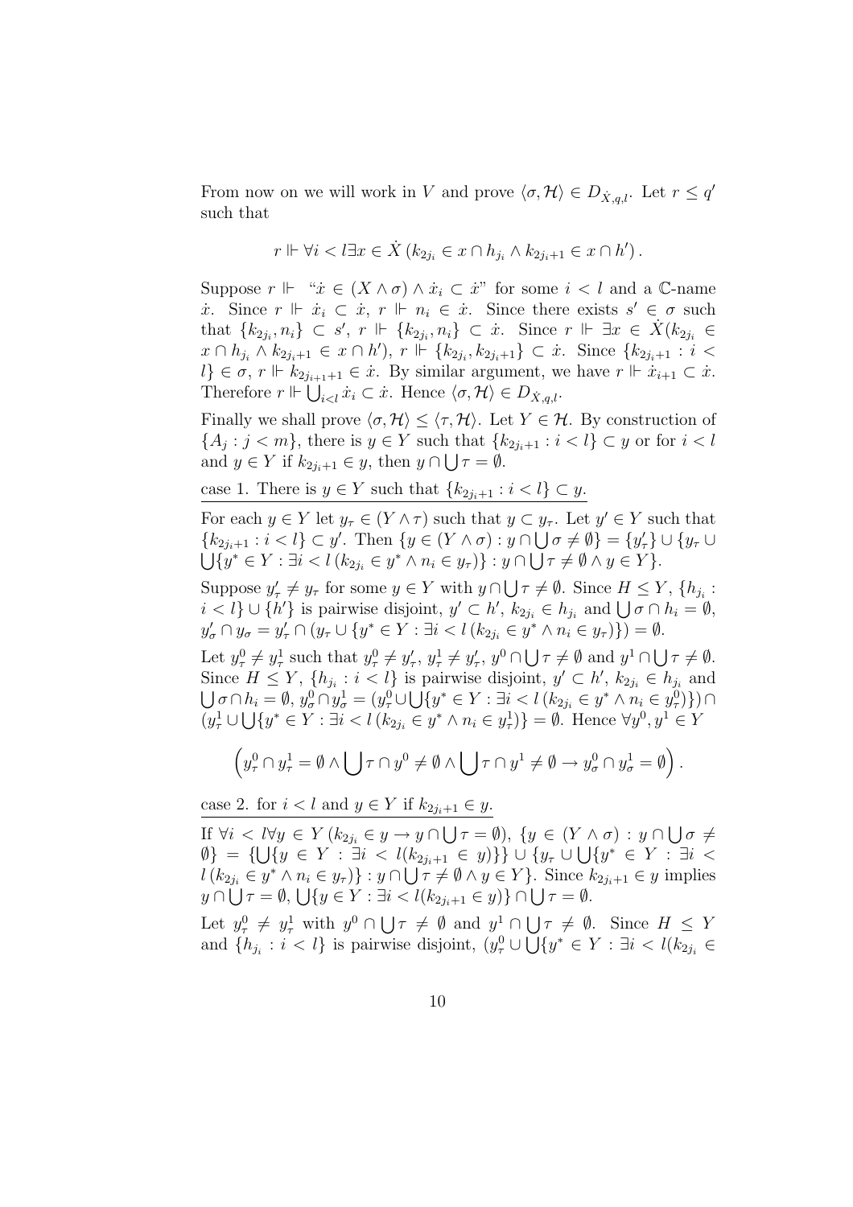From now on we will work in $V$ and prove $\langle \sigma, \mathcal{H} \rangle \in D_{\dot{X},q,l}$. Let $r \leq q'$ such that

$$r \Vdash \forall i < l \exists x \in \dot{X} \left( k_{2j_i} \in x \cap h_{j_i} \wedge k_{2j_i+1} \in x \cap h' \right).$$

Suppose $r \Vdash$ "$\dot{x} \in (X \wedge \sigma) \wedge \dot{x}_i \subset \dot{x}$" for some $i < l$ and a $\mathbb{C}$-name $\dot{x}$. Since $r \Vdash \dot{x}_i \subset \dot{x}$, $r \Vdash n_i \in \dot{x}$. Since there exists $s' \in \sigma$ such that $\{k_{2j_i}, n_i\} \subset s'$, $r \Vdash \{k_{2j_i}, n_i\} \subset \dot{x}$. Since $r \Vdash \exists x \in \dot{X}(k_{2j_i} \in x \cap h_{j_i} \wedge k_{2j_i+1} \in x \cap h')$, $r \Vdash \{k_{2j_i}, k_{2j_i+1}\} \subset \dot{x}$. Since $\{k_{2j_i+1} : i < l\} \in \sigma$, $r \Vdash k_{2j_{i+1}+1} \in \dot{x}$. By similar argument, we have $r \Vdash \dot{x}_{i+1} \subset \dot{x}$. Therefore $r \Vdash \bigcup_{i<l} \dot{x}_i \subset \dot{x}$. Hence $\langle \sigma, \mathcal{H} \rangle \in D_{\dot{X},q,l}$.

Finally we shall prove $\langle \sigma, \mathcal{H} \rangle \leq \langle \tau, \mathcal{H} \rangle$. Let $Y \in \mathcal{H}$. By construction of $\{A_j : j < m\}$, there is $y \in Y$ such that $\{k_{2j_i+1} : i < l\} \subset y$ or for $i < l$ and $y \in Y$ if $k_{2j_i+1} \in y$, then $y \cap \bigcup \tau = \emptyset$.

<u>case 1. There is $y \in Y$ such that $\{k_{2j_i+1} : i < l\} \subset y$.</u>

For each $y \in Y$ let $y_\tau \in (Y \wedge \tau)$ such that $y \subset y_\tau$. Let $y' \in Y$ such that $\{k_{2j_i+1} : i < l\} \subset y'$. Then $\{y \in (Y \wedge \sigma) : y \cap \bigcup \sigma \neq \emptyset\} = \{y'_\tau\} \cup \{y_\tau \cup \bigcup \{y^* \in Y : \exists i < l \, (k_{2j_i} \in y^* \wedge n_i \in y_\tau)\} : y \cap \bigcup \tau \neq \emptyset \wedge y \in Y\}$.

Suppose $y'_\tau \neq y_\tau$ for some $y \in Y$ with $y \cap \bigcup \tau \neq \emptyset$. Since $H \leq Y$, $\{h_{j_i} : i < l\} \cup \{h'\}$ is pairwise disjoint, $y' \subset h'$, $k_{2j_i} \in h_{j_i}$ and $\bigcup \sigma \cap h_i = \emptyset$, $y'_\sigma \cap y_\sigma = y'_\tau \cap (y_\tau \cup \{y^* \in Y : \exists i < l \, (k_{2j_i} \in y^* \wedge n_i \in y_\tau)\}) = \emptyset$.

Let $y^0_\tau \neq y^1_\tau$ such that $y^0_\tau \neq y'_\tau$, $y^1_\tau \neq y'_\tau$, $y^0 \cap \bigcup \tau \neq \emptyset$ and $y^1 \cap \bigcup \tau \neq \emptyset$. Since $H \leq Y$, $\{h_{j_i} : i < l\}$ is pairwise disjoint, $y' \subset h'$, $k_{2j_i} \in h_{j_i}$ and $\bigcup \sigma \cap h_i = \emptyset$, $y^0_\sigma \cap y^1_\sigma = (y^0_\tau \cup \bigcup \{y^* \in Y : \exists i < l \, (k_{2j_i} \in y^* \wedge n_i \in y^0_\tau)\}) \cap (y^1_\tau \cup \bigcup \{y^* \in Y : \exists i < l \, (k_{2j_i} \in y^* \wedge n_i \in y^1_\tau)\} = \emptyset$. Hence $\forall y^0, y^1 \in Y$

$$\left( y^0_\tau \cap y^1_\tau = \emptyset \wedge \bigcup \tau \cap y^0 \neq \emptyset \wedge \bigcup \tau \cap y^1 \neq \emptyset \rightarrow y^0_\sigma \cap y^1_\sigma = \emptyset \right).$$

<u>case 2. for $i < l$ and $y \in Y$ if $k_{2j_i+1} \in y$.</u>

If $\forall i < l \forall y \in Y \, (k_{2j_i} \in y \rightarrow y \cap \bigcup \tau = \emptyset)$, $\{y \in (Y \wedge \sigma) : y \cap \bigcup \sigma \neq \emptyset\} = \{\bigcup \{y \in Y : \exists i < l (k_{2j_i+1} \in y)\}\} \cup \{y_\tau \cup \bigcup \{y^* \in Y : \exists i < l \, (k_{2j_i} \in y^* \wedge n_i \in y_\tau)\} : y \cap \bigcup \tau \neq \emptyset \wedge y \in Y\}$. Since $k_{2j_i+1} \in y$ implies $y \cap \bigcup \tau = \emptyset$, $\bigcup \{y \in Y : \exists i < l (k_{2j_i+1} \in y)\} \cap \bigcup \tau = \emptyset$.

Let $y^0_\tau \neq y^1_\tau$ with $y^0 \cap \bigcup \tau \neq \emptyset$ and $y^1 \cap \bigcup \tau \neq \emptyset$. Since $H \leq Y$ and $\{h_{j_i} : i < l\}$ is pairwise disjoint, $(y^0_\tau \cup \bigcup \{y^* \in Y : \exists i < l (k_{2j_i} \in$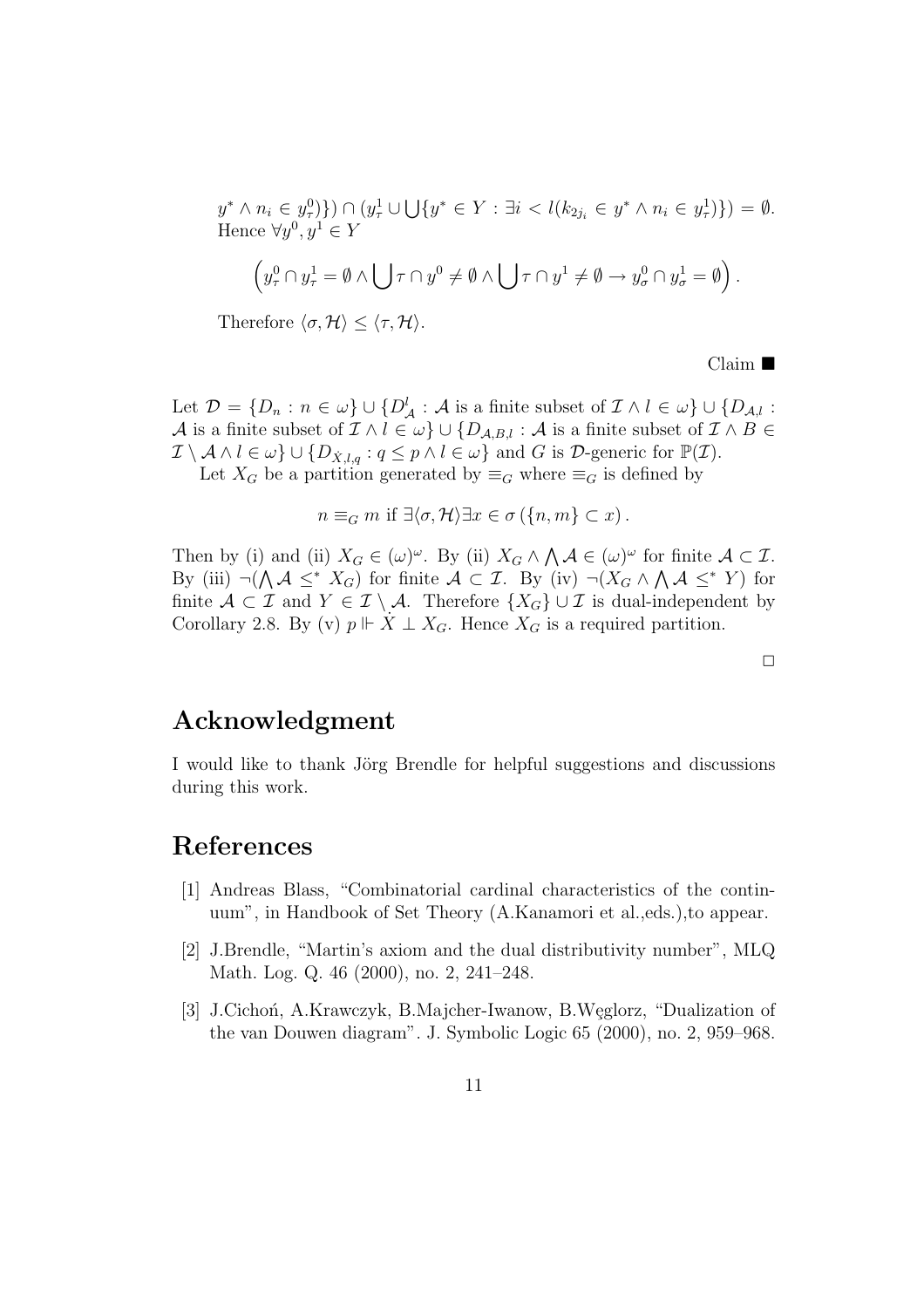$y^* \wedge n_i \in y^0_\tau)\}) \cap (y^1_\tau \cup \bigcup\{y^* \in Y : \exists i < l(k_{2j_i} \in y^* \wedge n_i \in y^1_\tau)\}) = \emptyset$. Hence $\forall y^0, y^1 \in Y$

$$\left(y^0_\tau \cap y^1_\tau = \emptyset \wedge \bigcup \tau \cap y^0 \neq \emptyset \wedge \bigcup \tau \cap y^1 \neq \emptyset \rightarrow y^0_\sigma \cap y^1_\sigma = \emptyset\right).$$

Therefore $\langle \sigma, \mathcal{H}\rangle \leq \langle \tau, \mathcal{H}\rangle$.

Claim ■

Let $\mathcal{D} = \{D_n : n \in \omega\} \cup \{D^l_{\mathcal{A}} : \mathcal{A}$ is a finite subset of $\mathcal{I} \wedge l \in \omega\} \cup \{D_{\mathcal{A},l} : \mathcal{A}$ is a finite subset of $\mathcal{I} \wedge l \in \omega\} \cup \{D_{\mathcal{A},B,l} : \mathcal{A}$ is a finite subset of $\mathcal{I} \wedge B \in \mathcal{I} \setminus \mathcal{A} \wedge l \in \omega\} \cup \{D_{\dot{X},l,q} : q \leq p \wedge l \in \omega\}$ and $G$ is $\mathcal{D}$-generic for $\mathbb{P}(\mathcal{I})$.

Let $X_G$ be a partition generated by $\equiv_G$ where $\equiv_G$ is defined by

$$n \equiv_G m \text{ if } \exists \langle \sigma, \mathcal{H}\rangle \exists x \in \sigma\left(\{n, m\} \subset x\right).$$

Then by (i) and (ii) $X_G \in (\omega)^\omega$. By (ii) $X_G \wedge \bigwedge \mathcal{A} \in (\omega)^\omega$ for finite $\mathcal{A} \subset \mathcal{I}$. By (iii) $\neg(\bigwedge \mathcal{A} \leq^* X_G)$ for finite $\mathcal{A} \subset \mathcal{I}$. By (iv) $\neg(X_G \wedge \bigwedge \mathcal{A} \leq^* Y)$ for finite $\mathcal{A} \subset \mathcal{I}$ and $Y \in \mathcal{I} \setminus \mathcal{A}$. Therefore $\{X_G\} \cup \mathcal{I}$ is dual-independent by Corollary 2.8. By (v) $p \Vdash \dot{X} \perp X_G$. Hence $X_G$ is a required partition.

□

## Acknowledgment

I would like to thank Jörg Brendle for helpful suggestions and discussions during this work.

## References

[1] Andreas Blass, "Combinatorial cardinal characteristics of the continuum", in Handbook of Set Theory (A.Kanamori et al.,eds.),to appear.

[2] J.Brendle, "Martin's axiom and the dual distributivity number", MLQ Math. Log. Q. 46 (2000), no. 2, 241–248.

[3] J.Cichoń, A.Krawczyk, B.Majcher-Iwanow, B.Węglorz, "Dualization of the van Douwen diagram". J. Symbolic Logic 65 (2000), no. 2, 959–968.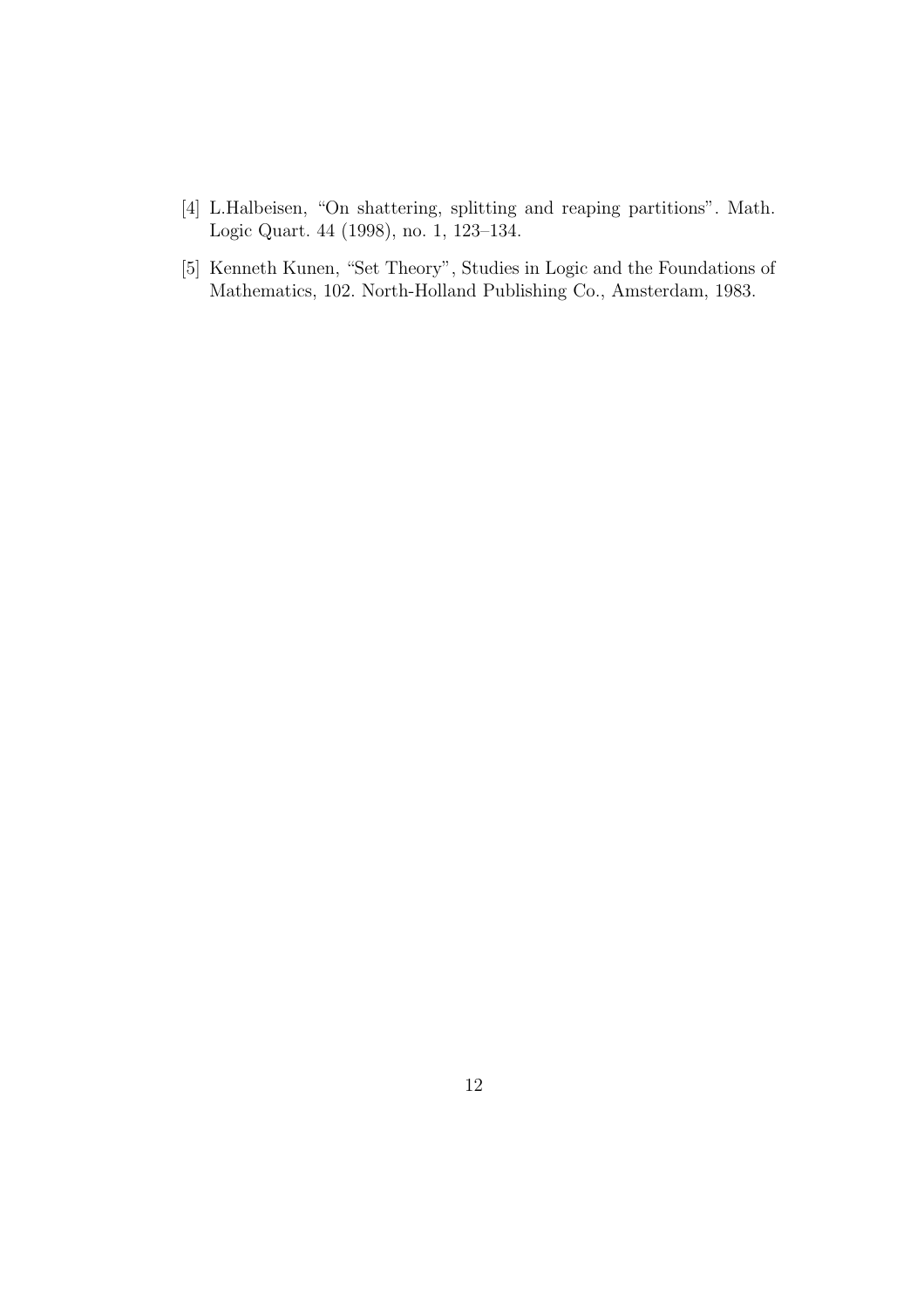[4] L.Halbeisen, "On shattering, splitting and reaping partitions". Math. Logic Quart. 44 (1998), no. 1, 123–134.

[5] Kenneth Kunen, "Set Theory", Studies in Logic and the Foundations of Mathematics, 102. North-Holland Publishing Co., Amsterdam, 1983.